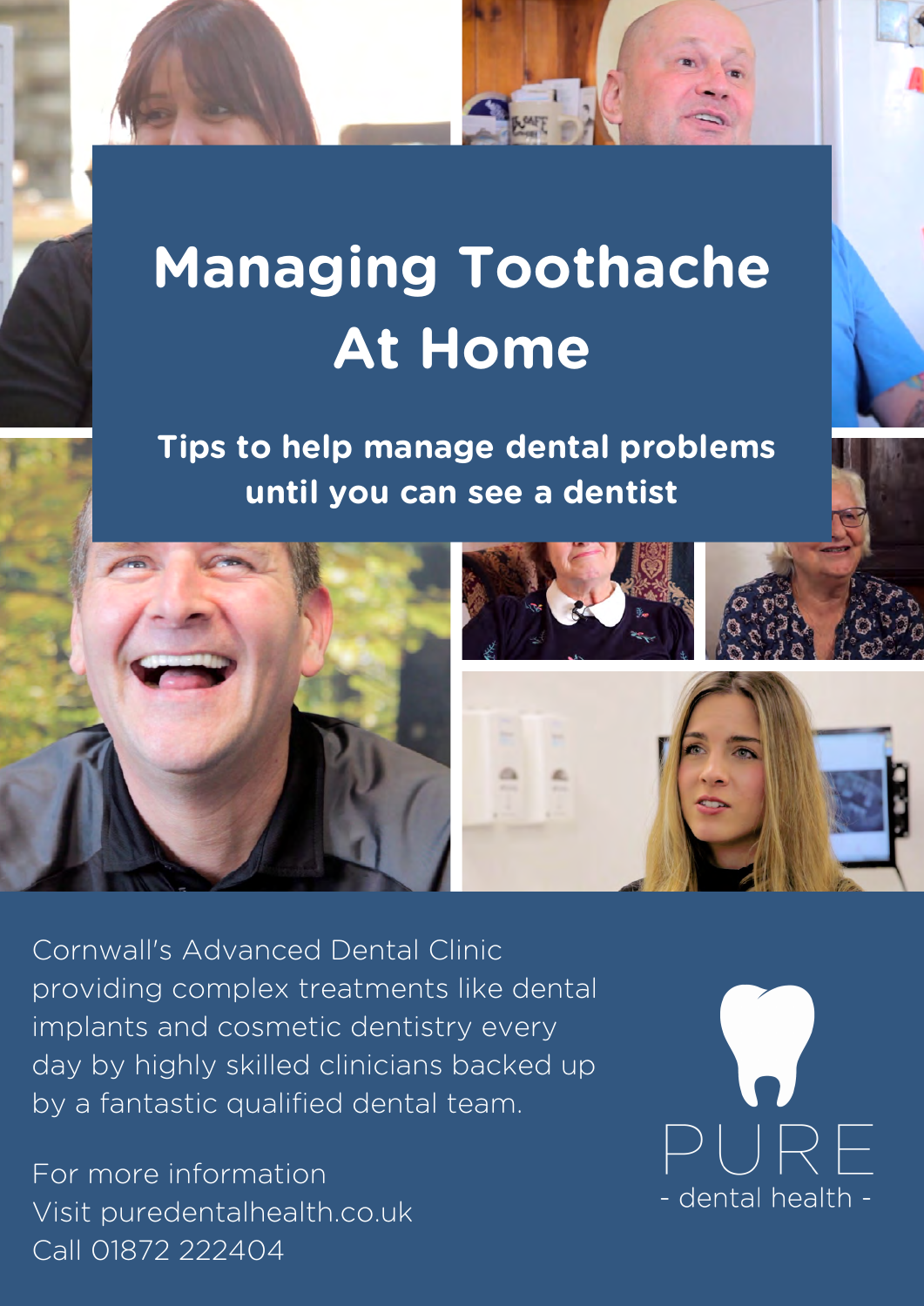# Managing Toothache At Home

**Tips to help manage dental problems until you can see a dentist**

Cornwall's Advanced Dental Clinic providing complex treatments like dental implants and cosmetic dentistry every day by highly skilled clinicians backed up by a fantastic qualified dental team.

For more information
Visit puredentalhealth.co.uk
Call 01872 222404

PURE
- dental health -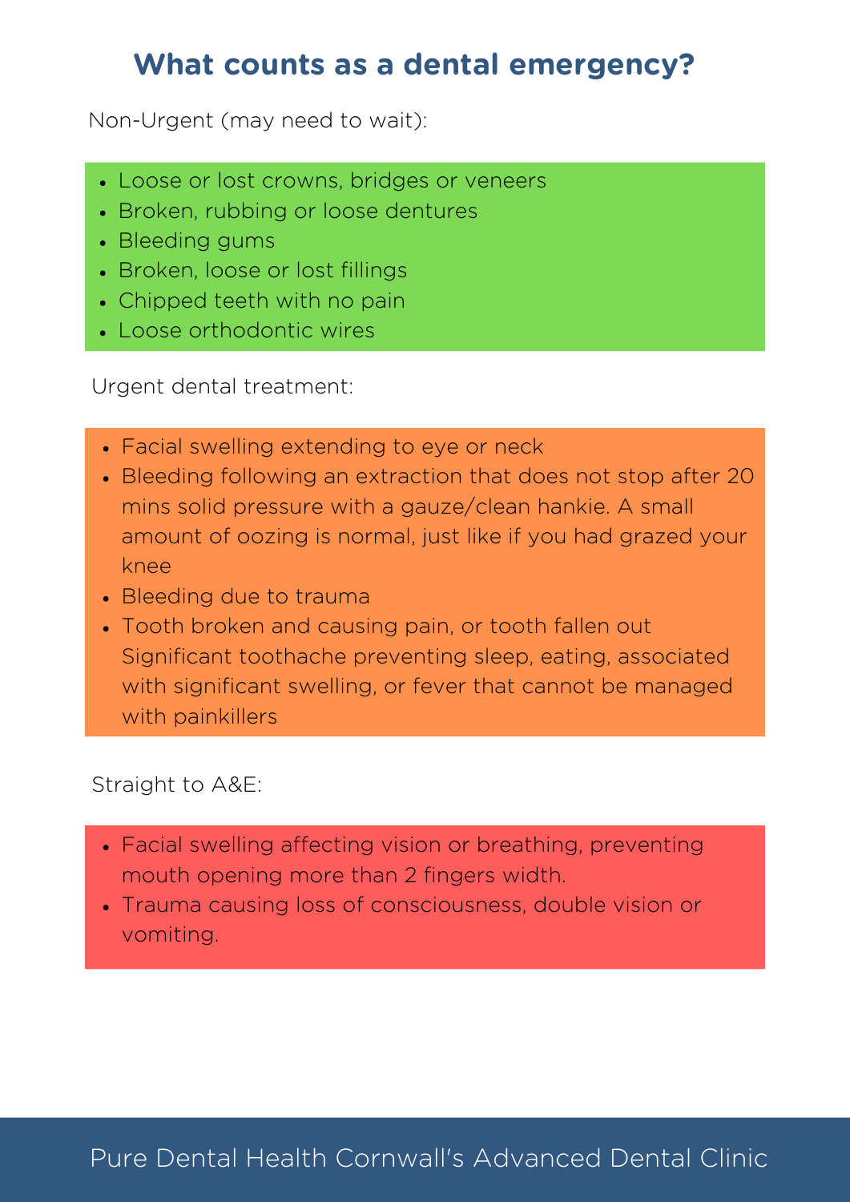# What counts as a dental emergency?

Non-Urgent (may need to wait):

- Loose or lost crowns, bridges or veneers
- Broken, rubbing or loose dentures
- Bleeding gums
- Broken, loose or lost fillings
- Chipped teeth with no pain
- Loose orthodontic wires

Urgent dental treatment:

- Facial swelling extending to eye or neck
- Bleeding following an extraction that does not stop after 20 mins solid pressure with a gauze/clean hankie. A small amount of oozing is normal, just like if you had grazed your knee
- Bleeding due to trauma
- Tooth broken and causing pain, or tooth fallen out
  Significant toothache preventing sleep, eating, associated with significant swelling, or fever that cannot be managed with painkillers

Straight to A&E:

- Facial swelling affecting vision or breathing, preventing mouth opening more than 2 fingers width.
- Trauma causing loss of consciousness, double vision or vomiting.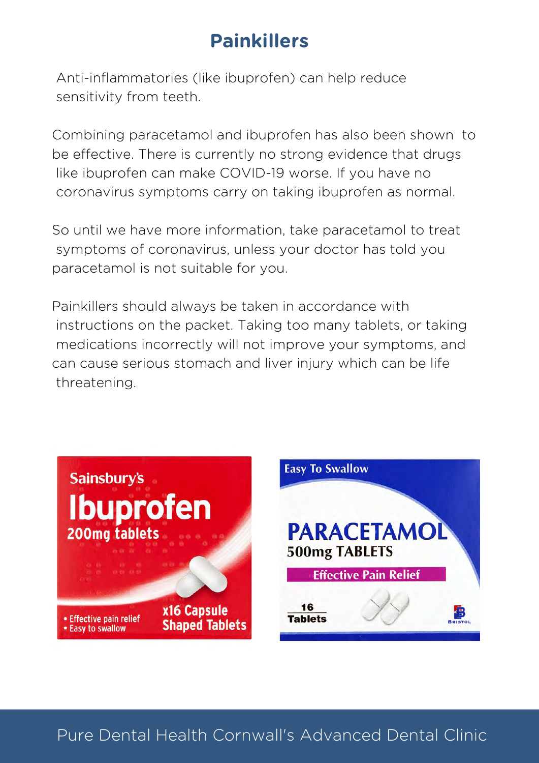# Painkillers

Anti-inflammatories (like ibuprofen) can help reduce sensitivity from teeth.

Combining paracetamol and ibuprofen has also been shown to be effective. There is currently no strong evidence that drugs like ibuprofen can make COVID-19 worse. If you have no coronavirus symptoms carry on taking ibuprofen as normal.

So until we have more information, take paracetamol to treat symptoms of coronavirus, unless your doctor has told you paracetamol is not suitable for you.

Painkillers should always be taken in accordance with instructions on the packet. Taking too many tablets, or taking medications incorrectly will not improve your symptoms, and can cause serious stomach and liver injury which can be life threatening.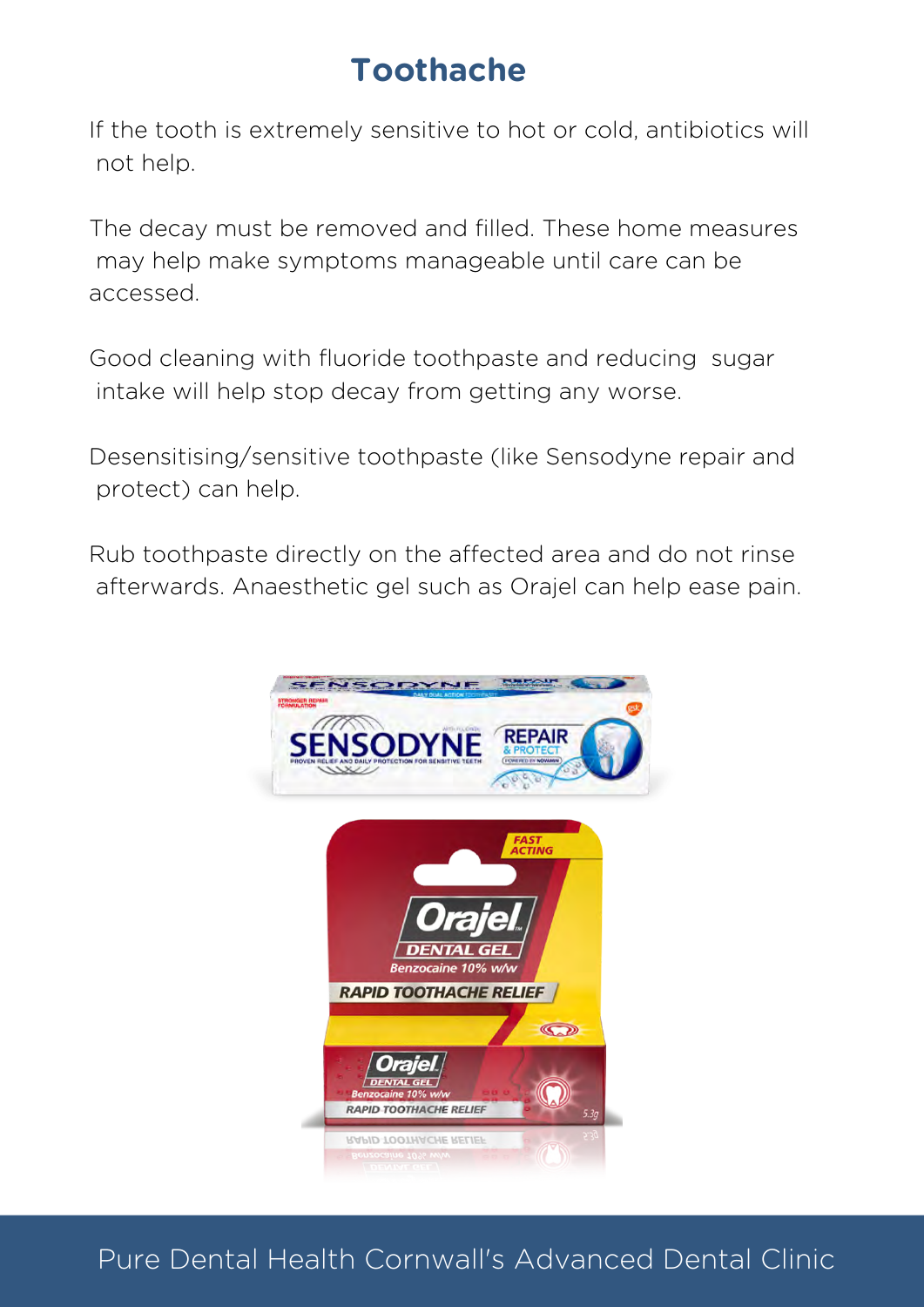# Toothache

If the tooth is extremely sensitive to hot or cold, antibiotics will not help.

The decay must be removed and filled. These home measures may help make symptoms manageable until care can be accessed.

Good cleaning with fluoride toothpaste and reducing sugar intake will help stop decay from getting any worse.

Desensitising/sensitive toothpaste (like Sensodyne repair and protect) can help.

Rub toothpaste directly on the affected area and do not rinse afterwards. Anaesthetic gel such as Orajel can help ease pain.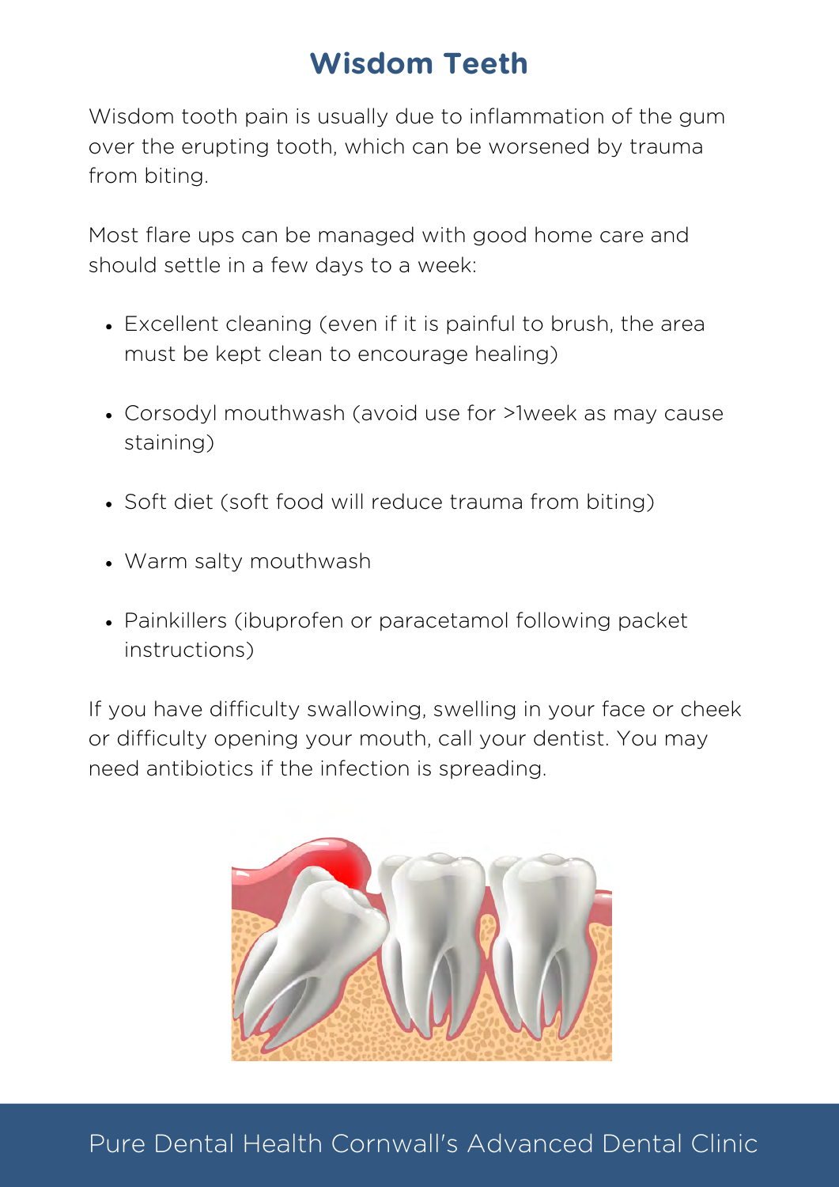# Wisdom Teeth

Wisdom tooth pain is usually due to inflammation of the gum over the erupting tooth, which can be worsened by trauma from biting.

Most flare ups can be managed with good home care and should settle in a few days to a week:

- Excellent cleaning (even if it is painful to brush, the area must be kept clean to encourage healing)
- Corsodyl mouthwash (avoid use for >1week as may cause staining)
- Soft diet (soft food will reduce trauma from biting)
- Warm salty mouthwash
- Painkillers (ibuprofen or paracetamol following packet instructions)

If you have difficulty swallowing, swelling in your face or cheek or difficulty opening your mouth, call your dentist. You may need antibiotics if the infection is spreading.

Pure Dental Health Cornwall's Advanced Dental Clinic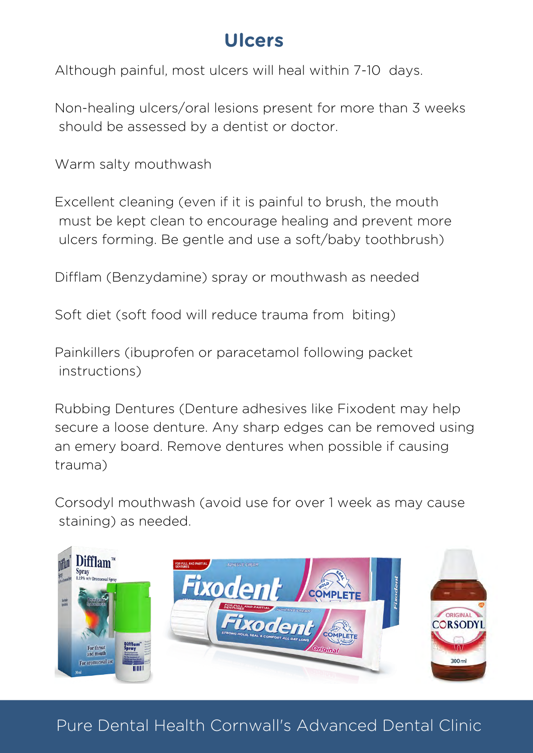# Ulcers

Although painful, most ulcers will heal within 7-10 days.

Non-healing ulcers/oral lesions present for more than 3 weeks should be assessed by a dentist or doctor.

Warm salty mouthwash

Excellent cleaning (even if it is painful to brush, the mouth must be kept clean to encourage healing and prevent more ulcers forming. Be gentle and use a soft/baby toothbrush)

Difflam (Benzydamine) spray or mouthwash as needed

Soft diet (soft food will reduce trauma from biting)

Painkillers (ibuprofen or paracetamol following packet instructions)

Rubbing Dentures (Denture adhesives like Fixodent may help secure a loose denture. Any sharp edges can be removed using an emery board. Remove dentures when possible if causing trauma)

Corsodyl mouthwash (avoid use for over 1 week as may cause staining) as needed.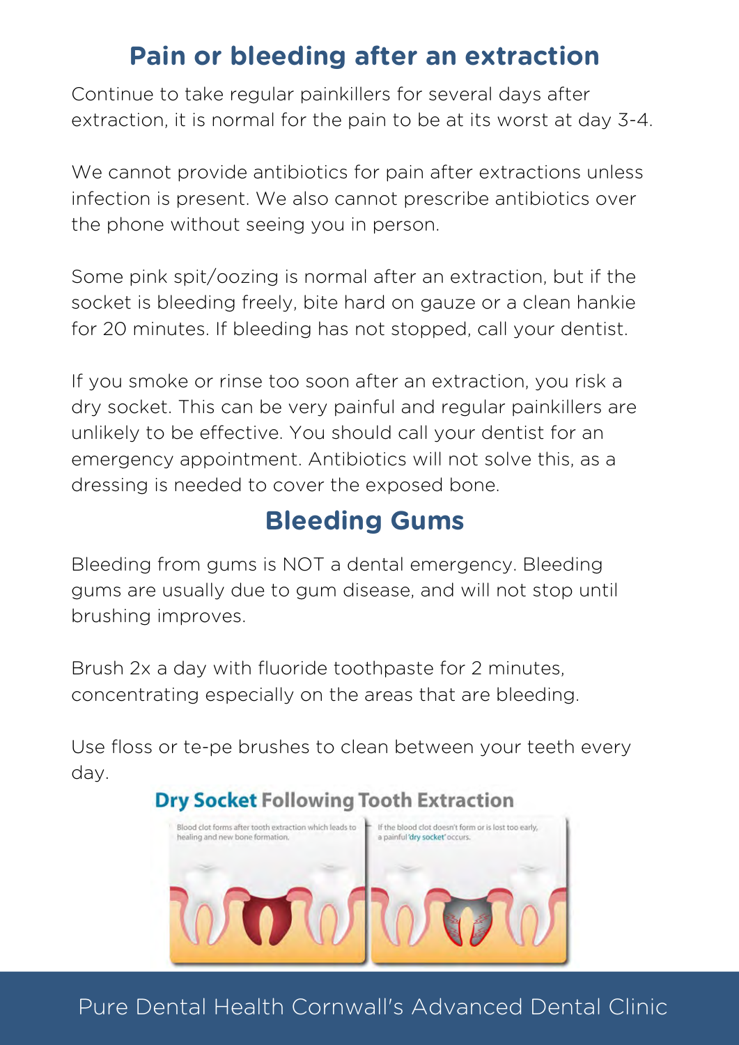## Pain or bleeding after an extraction

Continue to take regular painkillers for several days after extraction, it is normal for the pain to be at its worst at day 3-4.

We cannot provide antibiotics for pain after extractions unless infection is present. We also cannot prescribe antibiotics over the phone without seeing you in person.

Some pink spit/oozing is normal after an extraction, but if the socket is bleeding freely, bite hard on gauze or a clean hankie for 20 minutes. If bleeding has not stopped, call your dentist.

If you smoke or rinse too soon after an extraction, you risk a dry socket. This can be very painful and regular painkillers are unlikely to be effective. You should call your dentist for an emergency appointment. Antibiotics will not solve this, as a dressing is needed to cover the exposed bone.

## Bleeding Gums

Bleeding from gums is NOT a dental emergency. Bleeding gums are usually due to gum disease, and will not stop until brushing improves.

Brush 2x a day with fluoride toothpaste for 2 minutes, concentrating especially on the areas that are bleeding.

Use floss or te-pe brushes to clean between your teeth every day.

**Dry Socket Following Tooth Extraction**

Blood clot forms after tooth extraction which leads to healing and new bone formation.

If the blood clot doesn't form or is lost too early, a painful 'dry socket' occurs.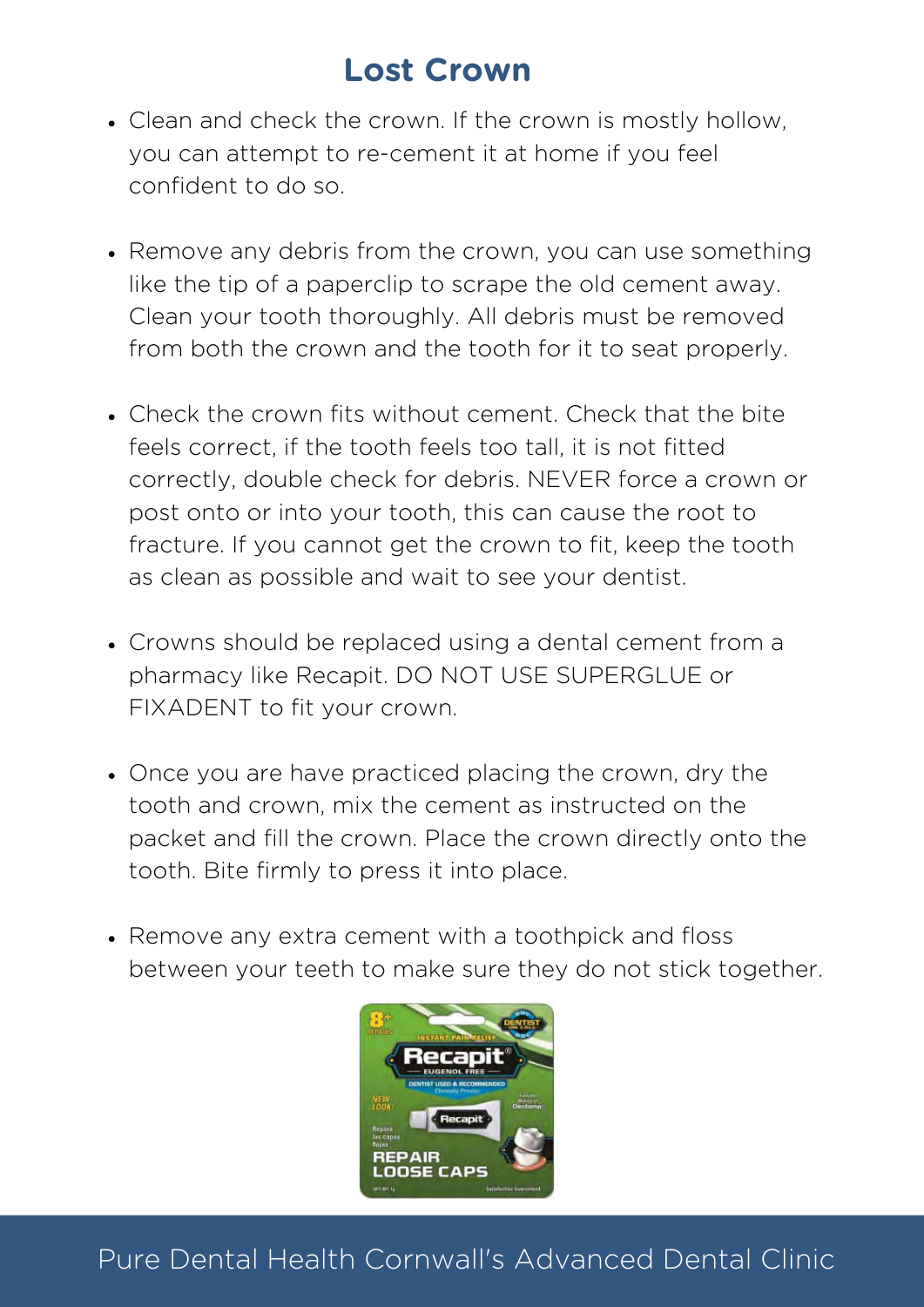## Lost Crown

- Clean and check the crown. If the crown is mostly hollow, you can attempt to re-cement it at home if you feel confident to do so.

- Remove any debris from the crown, you can use something like the tip of a paperclip to scrape the old cement away. Clean your tooth thoroughly. All debris must be removed from both the crown and the tooth for it to seat properly.

- Check the crown fits without cement. Check that the bite feels correct, if the tooth feels too tall, it is not fitted correctly, double check for debris. NEVER force a crown or post onto or into your tooth, this can cause the root to fracture. If you cannot get the crown to fit, keep the tooth as clean as possible and wait to see your dentist.

- Crowns should be replaced using a dental cement from a pharmacy like Recapit. DO NOT USE SUPERGLUE or FIXADENT to fit your crown.

- Once you are have practiced placing the crown, dry the tooth and crown, mix the cement as instructed on the packet and fill the crown. Place the crown directly onto the tooth. Bite firmly to press it into place.

- Remove any extra cement with a toothpick and floss between your teeth to make sure they do not stick together.

Pure Dental Health Cornwall's Advanced Dental Clinic